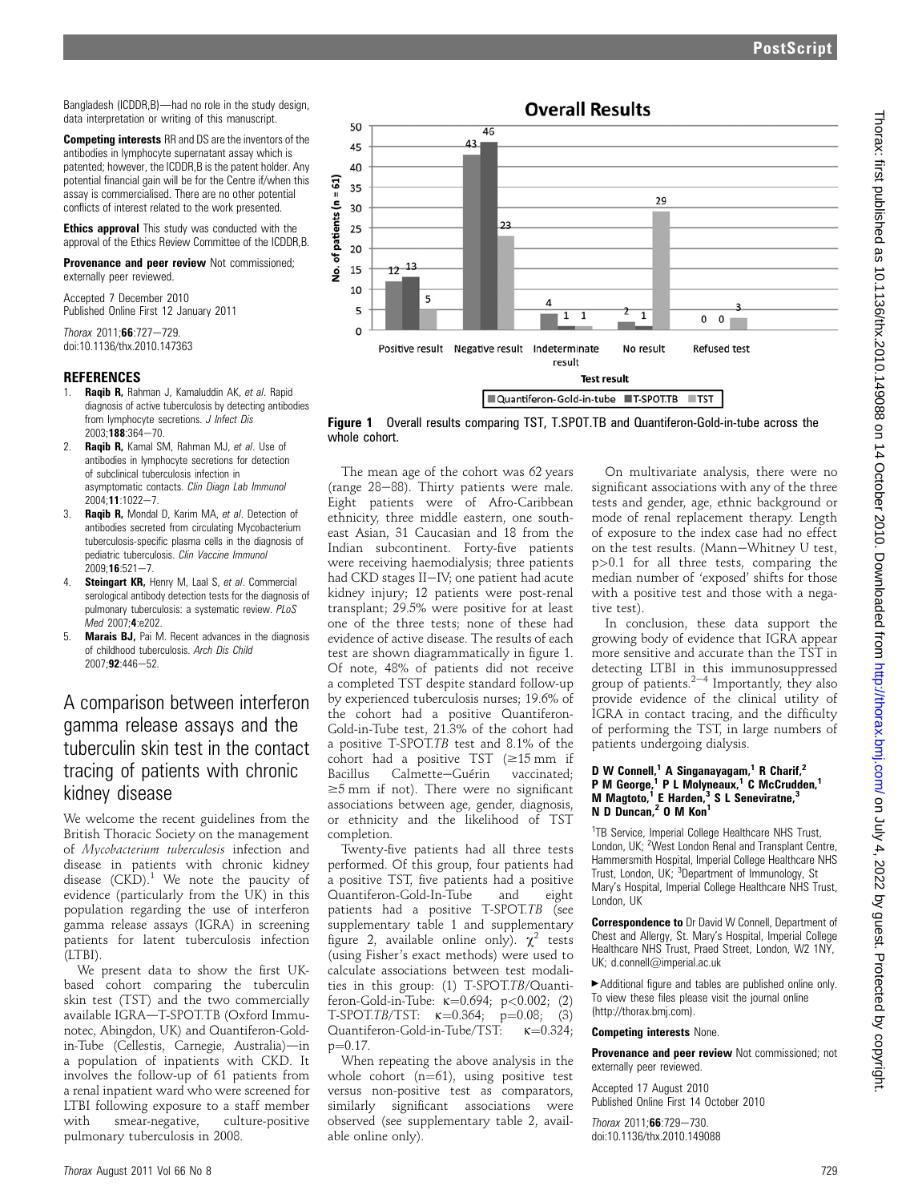Bangladesh (ICDDR,B)—had no role in the study design, data interpretation or writing of this manuscript.

**Competing interests** RR and DS are the inventors of the antibodies in lymphocyte supernatant assay which is patented; however, the ICDDR,B is the patent holder. Any potential financial gain will be for the Centre if/when this assay is commercialised. There are no other potential conflicts of interest related to the work presented.

**Ethics approval** This study was conducted with the approval of the Ethics Review Committee of the ICDDR,B.

**Provenance and peer review** Not commissioned; externally peer reviewed.

Accepted 7 December 2010
Published Online First 12 January 2011

*Thorax* 2011;**66**:727–729.
doi:10.1136/thx.2010.147363

## REFERENCES

1. **Raqib R,** Rahman J, Kamaluddin AK, *et al*. Rapid diagnosis of active tuberculosis by detecting antibodies from lymphocyte secretions. *J Infect Dis* 2003;**188**:364–70.
2. **Raqib R,** Kamal SM, Rahman MJ, *et al*. Use of antibodies in lymphocyte secretions for detection of subclinical tuberculosis infection in asymptomatic contacts. *Clin Diagn Lab Immunol* 2004;**11**:1022–7.
3. **Raqib R,** Mondal D, Karim MA, *et al*. Detection of antibodies secreted from circulating Mycobacterium tuberculosis-specific plasma cells in the diagnosis of pediatric tuberculosis. *Clin Vaccine Immunol* 2009;**16**:521–7.
4. **Steingart KR,** Henry M, Laal S, *et al*. Commercial serological antibody detection tests for the diagnosis of pulmonary tuberculosis: a systematic review. *PLoS Med* 2007;**4**:e202.
5. **Marais BJ,** Pai M. Recent advances in the diagnosis of childhood tuberculosis. *Arch Dis Child* 2007;**92**:446–52.

# A comparison between interferon gamma release assays and the tuberculin skin test in the contact tracing of patients with chronic kidney disease

We welcome the recent guidelines from the British Thoracic Society on the management of *Mycobacterium tuberculosis* infection and disease in patients with chronic kidney disease (CKD).[1] We note the paucity of evidence (particularly from the UK) in this population regarding the use of interferon gamma release assays (IGRA) in screening patients for latent tuberculosis infection (LTBI).

We present data to show the first UK-based cohort comparing the tuberculin skin test (TST) and the two commercially available IGRA—T-SPOT.TB (Oxford Immunotec, Abingdon, UK) and Quantiferon-Gold-in-Tube (Cellestis, Carnegie, Australia)—in a population of inpatients with CKD. It involves the follow-up of 61 patients from a renal inpatient ward who were screened for LTBI following exposure to a staff member with smear-negative, culture-positive pulmonary tuberculosis in 2008.

**Overall Results**

| Test result | Quantiferon-Gold-in-tube | T-SPOT.TB | TST |
|---|---|---|---|
| Positive result | 12 | 13 | 5 |
| Negative result | 43 | 46 | 23 |
| Indeterminate result | 4 | 1 | 1 |
| No result | 2 | 1 | 29 |
| Refused test | 0 | 0 | 3 |

**Figure 1** Overall results comparing TST, T.SPOT.TB and Quantiferon-Gold-in-tube across the whole cohort.

The mean age of the cohort was 62 years (range 28–88). Thirty patients were male. Eight patients were of Afro-Caribbean ethnicity, three middle eastern, one south-east Asian, 31 Caucasian and 18 from the Indian subcontinent. Forty-five patients were receiving haemodialysis; three patients had CKD stages II–IV; one patient had acute kidney injury; 12 patients were post-renal transplant; 29.5% were positive for at least one of the three tests; none of these had evidence of active disease. The results of each test are shown diagrammatically in figure 1. Of note, 48% of patients did not receive a completed TST despite standard follow-up by experienced tuberculosis nurses; 19.6% of the cohort had a positive Quantiferon-Gold-in-Tube test, 21.3% of the cohort had a positive T-SPOT.*TB* test and 8.1% of the cohort had a positive TST (≥15 mm if Bacillus Calmette–Guérin vaccinated; ≥5 mm if not). There were no significant associations between age, gender, diagnosis, or ethnicity and the likelihood of TST completion.

Twenty-five patients had all three tests performed. Of this group, four patients had a positive TST, five patients had a positive Quantiferon-Gold-In-Tube and eight patients had a positive T-SPOT.*TB* (see supplementary table 1 and supplementary figure 2, available online only). $\chi^2$ tests (using Fisher's exact methods) were used to calculate associations between test modalities in this group: (1) T-SPOT.*TB*/Quantiferon-Gold-in-Tube: $\kappa=0.694$; $p<0.002$; (2) T-SPOT.*TB*/TST: $\kappa=0.364$; $p=0.08$; (3) Quantiferon-Gold-in-Tube/TST: $\kappa=0.324$; $p=0.17$.

When repeating the above analysis in the whole cohort (n=61), using positive test versus non-positive test as comparators, similarly significant associations were observed (see supplementary table 2, available online only).

On multivariate analysis, there were no significant associations with any of the three tests and gender, age, ethnic background or mode of renal replacement therapy. Length of exposure to the index case had no effect on the test results. (Mann–Whitney U test, $p>0.1$ for all three tests, comparing the median number of 'exposed' shifts for those with a positive test and those with a negative test).

In conclusion, these data support the growing body of evidence that IGRA appear more sensitive and accurate than the TST in detecting LTBI in this immunosuppressed group of patients.[2–4] Importantly, they also provide evidence of the clinical utility of IGRA in contact tracing, and the difficulty of performing the TST, in large numbers of patients undergoing dialysis.

**D W Connell,[1] A Singanayagam,[1] R Charif,[2] P M George,[1] P L Molyneaux,[1] C McCrudden,[1] M Magtoto,[1] E Harden,[3] S L Seneviratne,[3] N D Duncan,[2] O M Kon[1]**

[1]TB Service, Imperial College Healthcare NHS Trust, London, UK; [2]West London Renal and Transplant Centre, Hammersmith Hospital, Imperial College Healthcare NHS Trust, London, UK; [3]Department of Immunology, St Mary's Hospital, Imperial College Healthcare NHS Trust, London, UK

**Correspondence to** Dr David W Connell, Department of Chest and Allergy, St. Mary's Hospital, Imperial College Healthcare NHS Trust, Praed Street, London, W2 1NY, UK; d.connell@imperial.ac.uk

▶ Additional figure and tables are published online only. To view these files please visit the journal online (http://thorax.bmj.com).

**Competing interests** None.

**Provenance and peer review** Not commissioned; not externally peer reviewed.

Accepted 17 August 2010
Published Online First 14 October 2010

*Thorax* 2011;**66**:729–730.
doi:10.1136/thx.2010.149088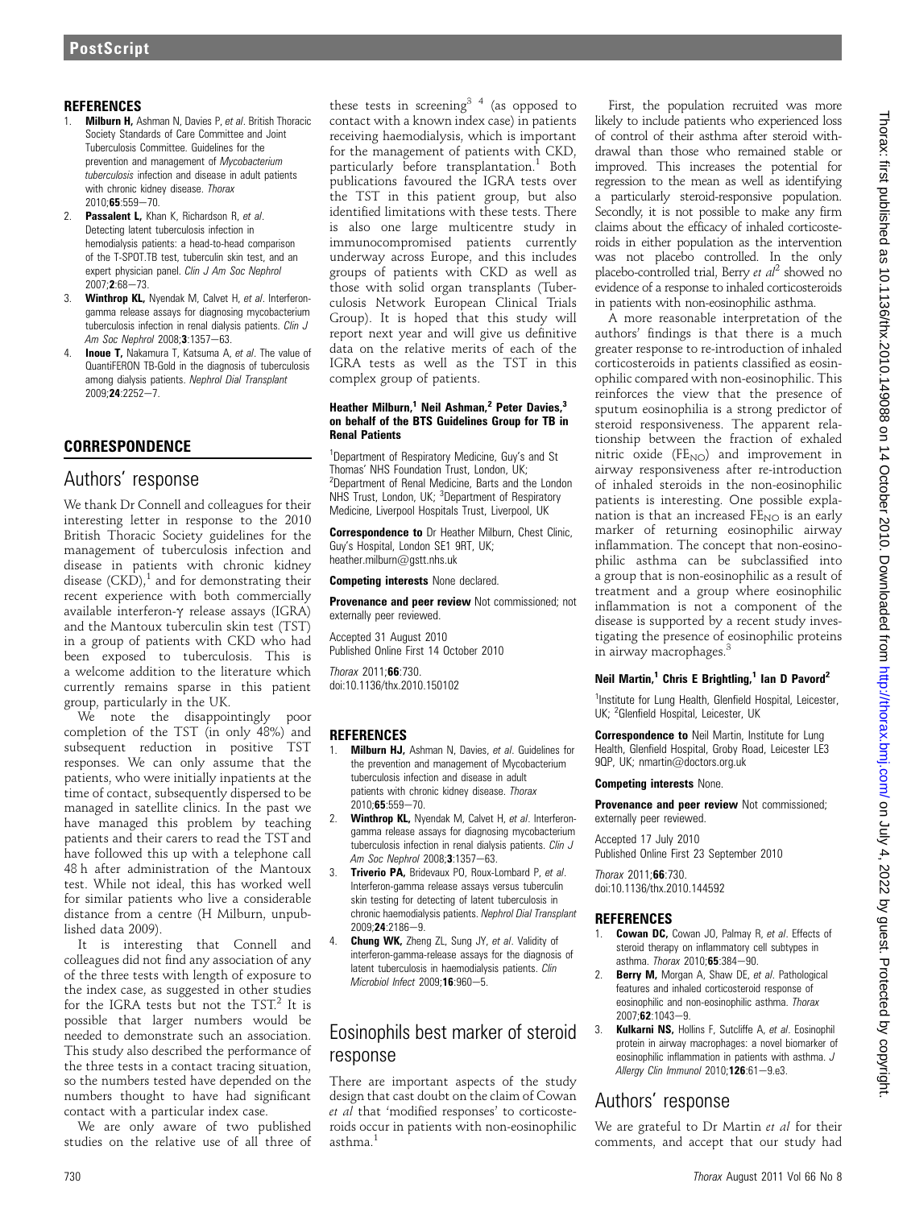## REFERENCES

1. **Milburn H**, Ashman N, Davies P, *et al*. British Thoracic Society Standards of Care Committee and Joint Tuberculosis Committee. Guidelines for the prevention and management of *Mycobacterium tuberculosis* infection and disease in adult patients with chronic kidney disease. *Thorax* 2010;**65**:559–70.
2. **Passalent L**, Khan K, Richardson R, *et al*. Detecting latent tuberculosis infection in hemodialysis patients: a head-to-head comparison of the T-SPOT.TB test, tuberculin skin test, and an expert physician panel. *Clin J Am Soc Nephrol* 2007;**2**:68–73.
3. **Winthrop KL**, Nyendak M, Calvet H, *et al*. Interferon-gamma release assays for diagnosing mycobacterium tuberculosis infection in renal dialysis patients. *Clin J Am Soc Nephrol* 2008;**3**:1357–63.
4. **Inoue T**, Nakamura T, Katsuma A, *et al*. The value of QuantiFERON TB-Gold in the diagnosis of tuberculosis among dialysis patients. *Nephrol Dial Transplant* 2009;**24**:2252–7.

## CORRESPONDENCE

# Authors' response

We thank Dr Connell and colleagues for their interesting letter in response to the 2010 British Thoracic Society guidelines for the management of tuberculosis infection and disease in patients with chronic kidney disease (CKD),[1] and for demonstrating their recent experience with both commercially available interferon-γ release assays (IGRA) and the Mantoux tuberculin skin test (TST) in a group of patients with CKD who had been exposed to tuberculosis. This is a welcome addition to the literature which currently remains sparse in this patient group, particularly in the UK.

We note the disappointingly poor completion of the TST (in only 48%) and subsequent reduction in positive TST responses. We can only assume that the patients, who were initially inpatients at the time of contact, subsequently dispersed to be managed in satellite clinics. In the past we have managed this problem by teaching patients and their carers to read the TST and have followed this up with a telephone call 48 h after administration of the Mantoux test. While not ideal, this has worked well for similar patients who live a considerable distance from a centre (H Milburn, unpublished data 2009).

It is interesting that Connell and colleagues did not find any association of any of the three tests with length of exposure to the index case, as suggested in other studies for the IGRA tests but not the TST.[2] It is possible that larger numbers would be needed to demonstrate such an association. This study also described the performance of the three tests in a contact tracing situation, so the numbers tested have depended on the numbers thought to have had significant contact with a particular index case.

We are only aware of two published studies on the relative use of all three of these tests in screening[3 4] (as opposed to contact with a known index case) in patients receiving haemodialysis, which is important for the management of patients with CKD, particularly before transplantation.[1] Both publications favoured the IGRA tests over the TST in this patient group, but also identified limitations with these tests. There is also one large multicentre study in immunocompromised patients currently underway across Europe, and this includes groups of patients with CKD as well as those with solid organ transplants (Tuberculosis Network European Clinical Trials Group). It is hoped that this study will report next year and will give us definitive data on the relative merits of each of the IGRA tests as well as the TST in this complex group of patients.

**Heather Milburn,[1] Neil Ashman,[2] Peter Davies,[3] on behalf of the BTS Guidelines Group for TB in Renal Patients**

[1]Department of Respiratory Medicine, Guy's and St Thomas' NHS Foundation Trust, London, UK; [2]Department of Renal Medicine, Barts and the London NHS Trust, London, UK; [3]Department of Respiratory Medicine, Liverpool Hospitals Trust, Liverpool, UK

**Correspondence to** Dr Heather Milburn, Chest Clinic, Guy's Hospital, London SE1 9RT, UK; heather.milburn@gstt.nhs.uk

**Competing interests** None declared.

**Provenance and peer review** Not commissioned; not externally peer reviewed.

Accepted 31 August 2010
Published Online First 14 October 2010

*Thorax* 2011;**66**:730.
doi:10.1136/thx.2010.150102

## REFERENCES

1. **Milburn HJ**, Ashman N, Davies, *et al*. Guidelines for the prevention and management of Mycobacterium tuberculosis infection and disease in adult patients with chronic kidney disease. *Thorax* 2010;**65**:559–70.
2. **Winthrop KL**, Nyendak M, Calvet H, *et al*. Interferon-gamma release assays for diagnosing mycobacterium tuberculosis infection in renal dialysis patients. *Clin J Am Soc Nephrol* 2008;**3**:1357–63.
3. **Triverio PA**, Bridevaux PO, Roux-Lombard P, *et al*. Interferon-gamma release assays versus tuberculin skin testing for detecting of latent tuberculosis in chronic haemodialysis patients. *Nephrol Dial Transplant* 2009;**24**:2186–9.
4. **Chung WK**, Zheng ZL, Sung JY, *et al*. Validity of interferon-gamma-release assays for the diagnosis of latent tuberculosis in haemodialysis patients. *Clin Microbiol Infect* 2009;**16**:960–5.

# Eosinophils best marker of steroid response

There are important aspects of the study design that cast doubt on the claim of Cowan *et al* that 'modified responses' to corticosteroids occur in patients with non-eosinophilic asthma.[1]

First, the population recruited was more likely to include patients who experienced loss of control of their asthma after steroid withdrawal than those who remained stable or improved. This increases the potential for regression to the mean as well as identifying a particularly steroid-responsive population. Secondly, it is not possible to make any firm claims about the efficacy of inhaled corticosteroids in either population as the intervention was not placebo controlled. In the only placebo-controlled trial, Berry *et al*[2] showed no evidence of a response to inhaled corticosteroids in patients with non-eosinophilic asthma.

A more reasonable interpretation of the authors' findings is that there is a much greater response to re-introduction of inhaled corticosteroids in patients classified as eosinophilic compared with non-eosinophilic. This reinforces the view that the presence of sputum eosinophilia is a strong predictor of steroid responsiveness. The apparent relationship between the fraction of exhaled nitric oxide ($FE_{NO}$) and improvement in airway responsiveness after re-introduction of inhaled steroids in the non-eosinophilic patients is interesting. One possible explanation is that an increased $FE_{NO}$ is an early marker of returning eosinophilic airway inflammation. The concept that non-eosinophilic asthma can be subclassified into a group that is non-eosinophilic as a result of treatment and a group where eosinophilic inflammation is not a component of the disease is supported by a recent study investigating the presence of eosinophilic proteins in airway macrophages.[3]

**Neil Martin,[1] Chris E Brightling,[1] Ian D Pavord[2]**

[1]Institute for Lung Health, Glenfield Hospital, Leicester, UK; [2]Glenfield Hospital, Leicester, UK

**Correspondence to** Neil Martin, Institute for Lung Health, Glenfield Hospital, Groby Road, Leicester LE3 9QP, UK; nmartin@doctors.org.uk

**Competing interests** None.

**Provenance and peer review** Not commissioned; externally peer reviewed.

Accepted 17 July 2010
Published Online First 23 September 2010

*Thorax* 2011;**66**:730.
doi:10.1136/thx.2010.144592

## REFERENCES

1. **Cowan DC**, Cowan JO, Palmay R, *et al*. Effects of steroid therapy on inflammatory cell subtypes in asthma. *Thorax* 2010;**65**:384–90.
2. **Berry M**, Morgan A, Shaw DE, *et al*. Pathological features and inhaled corticosteroid response of eosinophilic and non-eosinophilic asthma. *Thorax* 2007;**62**:1043–9.
3. **Kulkarni NS**, Hollins F, Sutcliffe A, *et al*. Eosinophil protein in airway macrophages: a novel biomarker of eosinophilic inflammation in patients with asthma. *J Allergy Clin Immunol* 2010;**126**:61–9.e3.

# Authors' response

We are grateful to Dr Martin *et al* for their comments, and accept that our study had